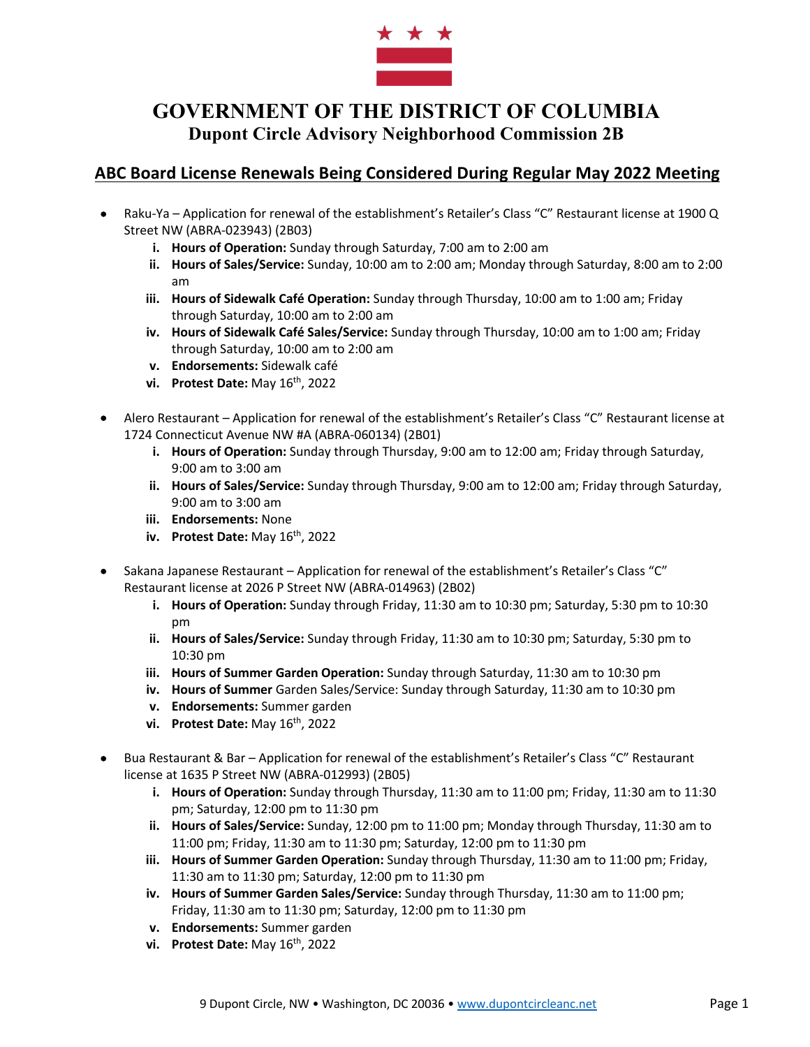# GOVERNMENT OF THE DISTRICT OF COLUMBIA

## Dupont Circle Advisory Neighborhood Commission 2B

## ABC Board License Renewals Being Considered During Regular May 2022 Meeting

- Raku-Ya – Application for renewal of the establishment's Retailer's Class "C" Restaurant license at 1900 Q Street NW (ABRA-023943) (2B03)
  - i. **Hours of Operation:** Sunday through Saturday, 7:00 am to 2:00 am
  - ii. **Hours of Sales/Service:** Sunday, 10:00 am to 2:00 am; Monday through Saturday, 8:00 am to 2:00 am
  - iii. **Hours of Sidewalk Café Operation:** Sunday through Thursday, 10:00 am to 1:00 am; Friday through Saturday, 10:00 am to 2:00 am
  - iv. **Hours of Sidewalk Café Sales/Service:** Sunday through Thursday, 10:00 am to 1:00 am; Friday through Saturday, 10:00 am to 2:00 am
  - v. **Endorsements:** Sidewalk café
  - vi. **Protest Date:** May 16th, 2022

- Alero Restaurant – Application for renewal of the establishment's Retailer's Class "C" Restaurant license at 1724 Connecticut Avenue NW #A (ABRA-060134) (2B01)
  - i. **Hours of Operation:** Sunday through Thursday, 9:00 am to 12:00 am; Friday through Saturday, 9:00 am to 3:00 am
  - ii. **Hours of Sales/Service:** Sunday through Thursday, 9:00 am to 12:00 am; Friday through Saturday, 9:00 am to 3:00 am
  - iii. **Endorsements:** None
  - iv. **Protest Date:** May 16th, 2022

- Sakana Japanese Restaurant – Application for renewal of the establishment's Retailer's Class "C" Restaurant license at 2026 P Street NW (ABRA-014963) (2B02)
  - i. **Hours of Operation:** Sunday through Friday, 11:30 am to 10:30 pm; Saturday, 5:30 pm to 10:30 pm
  - ii. **Hours of Sales/Service:** Sunday through Friday, 11:30 am to 10:30 pm; Saturday, 5:30 pm to 10:30 pm
  - iii. **Hours of Summer Garden Operation:** Sunday through Saturday, 11:30 am to 10:30 pm
  - iv. **Hours of Summer** Garden Sales/Service: Sunday through Saturday, 11:30 am to 10:30 pm
  - v. **Endorsements:** Summer garden
  - vi. **Protest Date:** May 16th, 2022

- Bua Restaurant & Bar – Application for renewal of the establishment's Retailer's Class "C" Restaurant license at 1635 P Street NW (ABRA-012993) (2B05)
  - i. **Hours of Operation:** Sunday through Thursday, 11:30 am to 11:00 pm; Friday, 11:30 am to 11:30 pm; Saturday, 12:00 pm to 11:30 pm
  - ii. **Hours of Sales/Service:** Sunday, 12:00 pm to 11:00 pm; Monday through Thursday, 11:30 am to 11:00 pm; Friday, 11:30 am to 11:30 pm; Saturday, 12:00 pm to 11:30 pm
  - iii. **Hours of Summer Garden Operation:** Sunday through Thursday, 11:30 am to 11:00 pm; Friday, 11:30 am to 11:30 pm; Saturday, 12:00 pm to 11:30 pm
  - iv. **Hours of Summer Garden Sales/Service:** Sunday through Thursday, 11:30 am to 11:00 pm; Friday, 11:30 am to 11:30 pm; Saturday, 12:00 pm to 11:30 pm
  - v. **Endorsements:** Summer garden
  - vi. **Protest Date:** May 16th, 2022

9 Dupont Circle, NW • Washington, DC 20036 • www.dupontcircleanc.net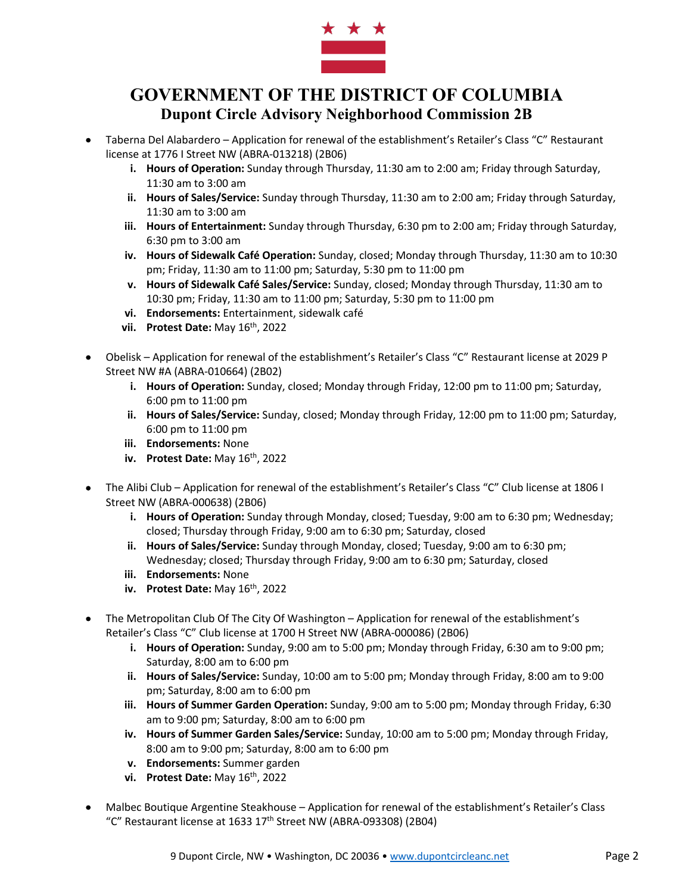- Taberna Del Alabardero – Application for renewal of the establishment's Retailer's Class "C" Restaurant license at 1776 I Street NW (ABRA-013218) (2B06)
    - i. **Hours of Operation:** Sunday through Thursday, 11:30 am to 2:00 am; Friday through Saturday, 11:30 am to 3:00 am
    - ii. **Hours of Sales/Service:** Sunday through Thursday, 11:30 am to 2:00 am; Friday through Saturday, 11:30 am to 3:00 am
    - iii. **Hours of Entertainment:** Sunday through Thursday, 6:30 pm to 2:00 am; Friday through Saturday, 6:30 pm to 3:00 am
    - iv. **Hours of Sidewalk Café Operation:** Sunday, closed; Monday through Thursday, 11:30 am to 10:30 pm; Friday, 11:30 am to 11:00 pm; Saturday, 5:30 pm to 11:00 pm
    - v. **Hours of Sidewalk Café Sales/Service:** Sunday, closed; Monday through Thursday, 11:30 am to 10:30 pm; Friday, 11:30 am to 11:00 pm; Saturday, 5:30 pm to 11:00 pm
    - vi. **Endorsements:** Entertainment, sidewalk café
    - vii. **Protest Date:** May 16th, 2022

- Obelisk – Application for renewal of the establishment's Retailer's Class "C" Restaurant license at 2029 P Street NW #A (ABRA-010664) (2B02)
    - i. **Hours of Operation:** Sunday, closed; Monday through Friday, 12:00 pm to 11:00 pm; Saturday, 6:00 pm to 11:00 pm
    - ii. **Hours of Sales/Service:** Sunday, closed; Monday through Friday, 12:00 pm to 11:00 pm; Saturday, 6:00 pm to 11:00 pm
    - iii. **Endorsements:** None
    - iv. **Protest Date:** May 16th, 2022

- The Alibi Club – Application for renewal of the establishment's Retailer's Class "C" Club license at 1806 I Street NW (ABRA-000638) (2B06)
    - i. **Hours of Operation:** Sunday through Monday, closed; Tuesday, 9:00 am to 6:30 pm; Wednesday; closed; Thursday through Friday, 9:00 am to 6:30 pm; Saturday, closed
    - ii. **Hours of Sales/Service:** Sunday through Monday, closed; Tuesday, 9:00 am to 6:30 pm; Wednesday; closed; Thursday through Friday, 9:00 am to 6:30 pm; Saturday, closed
    - iii. **Endorsements:** None
    - iv. **Protest Date:** May 16th, 2022

- The Metropolitan Club Of The City Of Washington – Application for renewal of the establishment's Retailer's Class "C" Club license at 1700 H Street NW (ABRA-000086) (2B06)
    - i. **Hours of Operation:** Sunday, 9:00 am to 5:00 pm; Monday through Friday, 6:30 am to 9:00 pm; Saturday, 8:00 am to 6:00 pm
    - ii. **Hours of Sales/Service:** Sunday, 10:00 am to 5:00 pm; Monday through Friday, 8:00 am to 9:00 pm; Saturday, 8:00 am to 6:00 pm
    - iii. **Hours of Summer Garden Operation:** Sunday, 9:00 am to 5:00 pm; Monday through Friday, 6:30 am to 9:00 pm; Saturday, 8:00 am to 6:00 pm
    - iv. **Hours of Summer Garden Sales/Service:** Sunday, 10:00 am to 5:00 pm; Monday through Friday, 8:00 am to 9:00 pm; Saturday, 8:00 am to 6:00 pm
    - v. **Endorsements:** Summer garden
    - vi. **Protest Date:** May 16th, 2022

- Malbec Boutique Argentine Steakhouse – Application for renewal of the establishment's Retailer's Class "C" Restaurant license at 1633 17th Street NW (ABRA-093308) (2B04)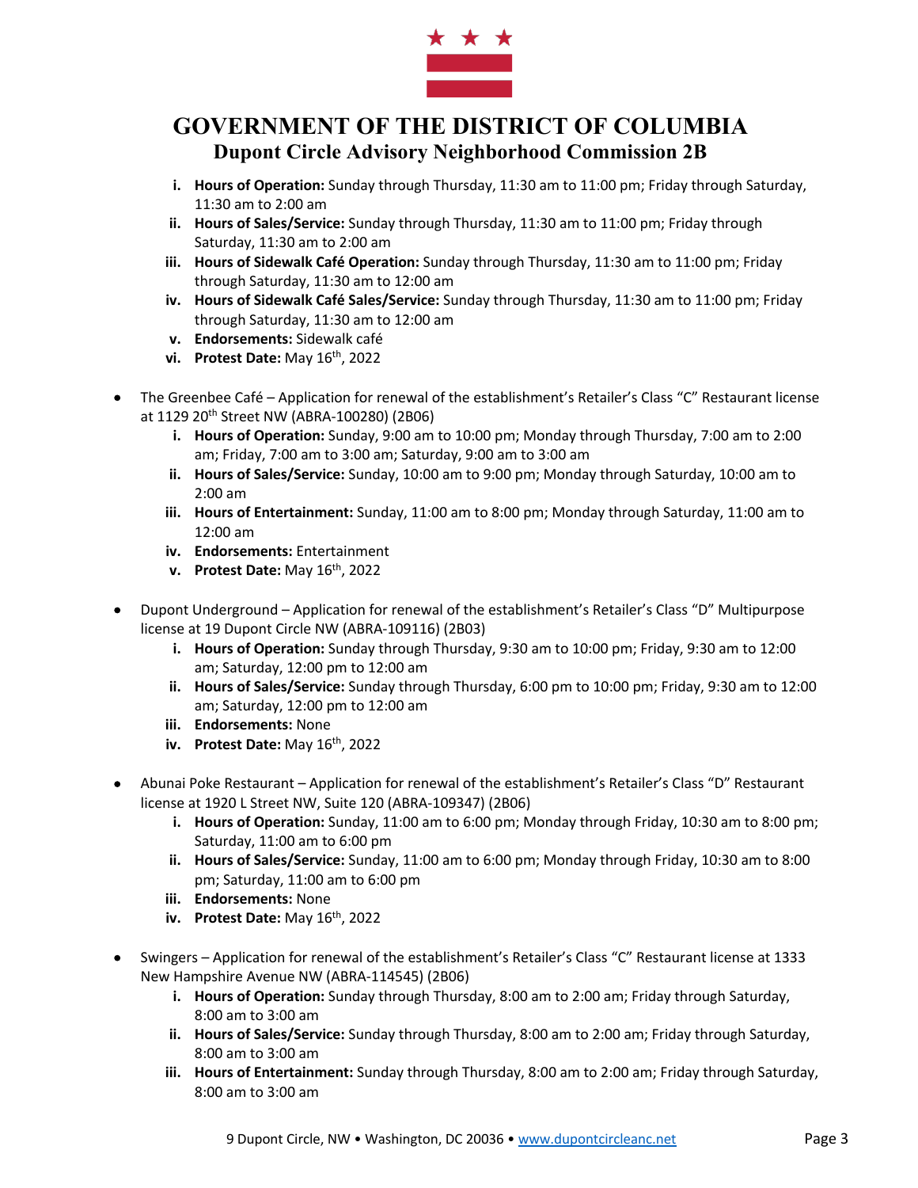i. **Hours of Operation:** Sunday through Thursday, 11:30 am to 11:00 pm; Friday through Saturday, 11:30 am to 2:00 am
ii. **Hours of Sales/Service:** Sunday through Thursday, 11:30 am to 11:00 pm; Friday through Saturday, 11:30 am to 2:00 am
iii. **Hours of Sidewalk Café Operation:** Sunday through Thursday, 11:30 am to 11:00 pm; Friday through Saturday, 11:30 am to 12:00 am
iv. **Hours of Sidewalk Café Sales/Service:** Sunday through Thursday, 11:30 am to 11:00 pm; Friday through Saturday, 11:30 am to 12:00 am
v. **Endorsements:** Sidewalk café
vi. **Protest Date:** May 16th, 2022

- The Greenbee Café – Application for renewal of the establishment's Retailer's Class "C" Restaurant license at 1129 20th Street NW (ABRA-100280) (2B06)
    i. **Hours of Operation:** Sunday, 9:00 am to 10:00 pm; Monday through Thursday, 7:00 am to 2:00 am; Friday, 7:00 am to 3:00 am; Saturday, 9:00 am to 3:00 am
    ii. **Hours of Sales/Service:** Sunday, 10:00 am to 9:00 pm; Monday through Saturday, 10:00 am to 2:00 am
    iii. **Hours of Entertainment:** Sunday, 11:00 am to 8:00 pm; Monday through Saturday, 11:00 am to 12:00 am
    iv. **Endorsements:** Entertainment
    v. **Protest Date:** May 16th, 2022

- Dupont Underground – Application for renewal of the establishment's Retailer's Class "D" Multipurpose license at 19 Dupont Circle NW (ABRA-109116) (2B03)
    i. **Hours of Operation:** Sunday through Thursday, 9:30 am to 10:00 pm; Friday, 9:30 am to 12:00 am; Saturday, 12:00 pm to 12:00 am
    ii. **Hours of Sales/Service:** Sunday through Thursday, 6:00 pm to 10:00 pm; Friday, 9:30 am to 12:00 am; Saturday, 12:00 pm to 12:00 am
    iii. **Endorsements:** None
    iv. **Protest Date:** May 16th, 2022

- Abunai Poke Restaurant – Application for renewal of the establishment's Retailer's Class "D" Restaurant license at 1920 L Street NW, Suite 120 (ABRA-109347) (2B06)
    i. **Hours of Operation:** Sunday, 11:00 am to 6:00 pm; Monday through Friday, 10:30 am to 8:00 pm; Saturday, 11:00 am to 6:00 pm
    ii. **Hours of Sales/Service:** Sunday, 11:00 am to 6:00 pm; Monday through Friday, 10:30 am to 8:00 pm; Saturday, 11:00 am to 6:00 pm
    iii. **Endorsements:** None
    iv. **Protest Date:** May 16th, 2022

- Swingers – Application for renewal of the establishment's Retailer's Class "C" Restaurant license at 1333 New Hampshire Avenue NW (ABRA-114545) (2B06)
    i. **Hours of Operation:** Sunday through Thursday, 8:00 am to 2:00 am; Friday through Saturday, 8:00 am to 3:00 am
    ii. **Hours of Sales/Service:** Sunday through Thursday, 8:00 am to 2:00 am; Friday through Saturday, 8:00 am to 3:00 am
    iii. **Hours of Entertainment:** Sunday through Thursday, 8:00 am to 2:00 am; Friday through Saturday, 8:00 am to 3:00 am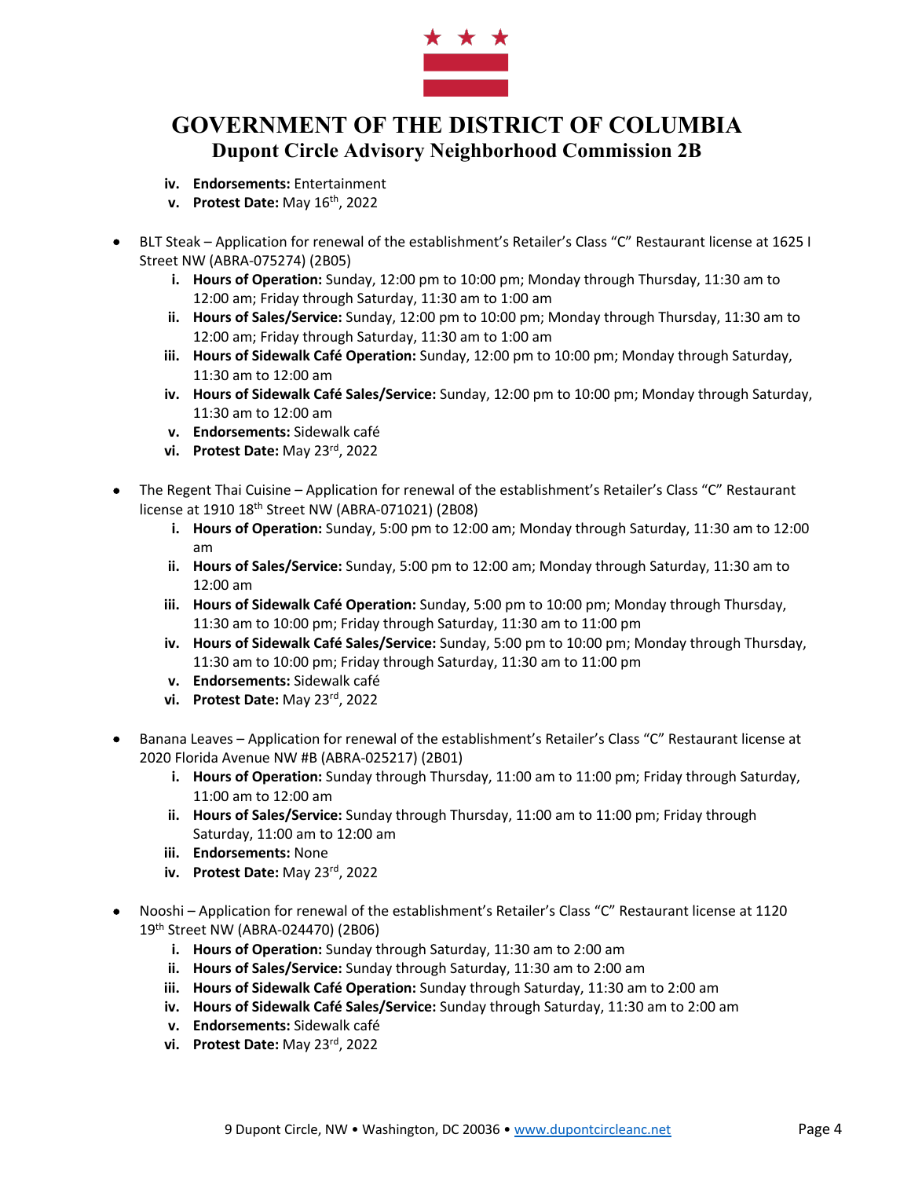iv. **Endorsements:** Entertainment
   v. **Protest Date:** May 16th, 2022

- BLT Steak – Application for renewal of the establishment's Retailer's Class "C" Restaurant license at 1625 I Street NW (ABRA-075274) (2B05)
   i. **Hours of Operation:** Sunday, 12:00 pm to 10:00 pm; Monday through Thursday, 11:30 am to 12:00 am; Friday through Saturday, 11:30 am to 1:00 am
   ii. **Hours of Sales/Service:** Sunday, 12:00 pm to 10:00 pm; Monday through Thursday, 11:30 am to 12:00 am; Friday through Saturday, 11:30 am to 1:00 am
   iii. **Hours of Sidewalk Café Operation:** Sunday, 12:00 pm to 10:00 pm; Monday through Saturday, 11:30 am to 12:00 am
   iv. **Hours of Sidewalk Café Sales/Service:** Sunday, 12:00 pm to 10:00 pm; Monday through Saturday, 11:30 am to 12:00 am
   v. **Endorsements:** Sidewalk café
   vi. **Protest Date:** May 23rd, 2022

- The Regent Thai Cuisine – Application for renewal of the establishment's Retailer's Class "C" Restaurant license at 1910 18th Street NW (ABRA-071021) (2B08)
   i. **Hours of Operation:** Sunday, 5:00 pm to 12:00 am; Monday through Saturday, 11:30 am to 12:00 am
   ii. **Hours of Sales/Service:** Sunday, 5:00 pm to 12:00 am; Monday through Saturday, 11:30 am to 12:00 am
   iii. **Hours of Sidewalk Café Operation:** Sunday, 5:00 pm to 10:00 pm; Monday through Thursday, 11:30 am to 10:00 pm; Friday through Saturday, 11:30 am to 11:00 pm
   iv. **Hours of Sidewalk Café Sales/Service:** Sunday, 5:00 pm to 10:00 pm; Monday through Thursday, 11:30 am to 10:00 pm; Friday through Saturday, 11:30 am to 11:00 pm
   v. **Endorsements:** Sidewalk café
   vi. **Protest Date:** May 23rd, 2022

- Banana Leaves – Application for renewal of the establishment's Retailer's Class "C" Restaurant license at 2020 Florida Avenue NW #B (ABRA-025217) (2B01)
   i. **Hours of Operation:** Sunday through Thursday, 11:00 am to 11:00 pm; Friday through Saturday, 11:00 am to 12:00 am
   ii. **Hours of Sales/Service:** Sunday through Thursday, 11:00 am to 11:00 pm; Friday through Saturday, 11:00 am to 12:00 am
   iii. **Endorsements:** None
   iv. **Protest Date:** May 23rd, 2022

- Nooshi – Application for renewal of the establishment's Retailer's Class "C" Restaurant license at 1120 19th Street NW (ABRA-024470) (2B06)
   i. **Hours of Operation:** Sunday through Saturday, 11:30 am to 2:00 am
   ii. **Hours of Sales/Service:** Sunday through Saturday, 11:30 am to 2:00 am
   iii. **Hours of Sidewalk Café Operation:** Sunday through Saturday, 11:30 am to 2:00 am
   iv. **Hours of Sidewalk Café Sales/Service:** Sunday through Saturday, 11:30 am to 2:00 am
   v. **Endorsements:** Sidewalk café
   vi. **Protest Date:** May 23rd, 2022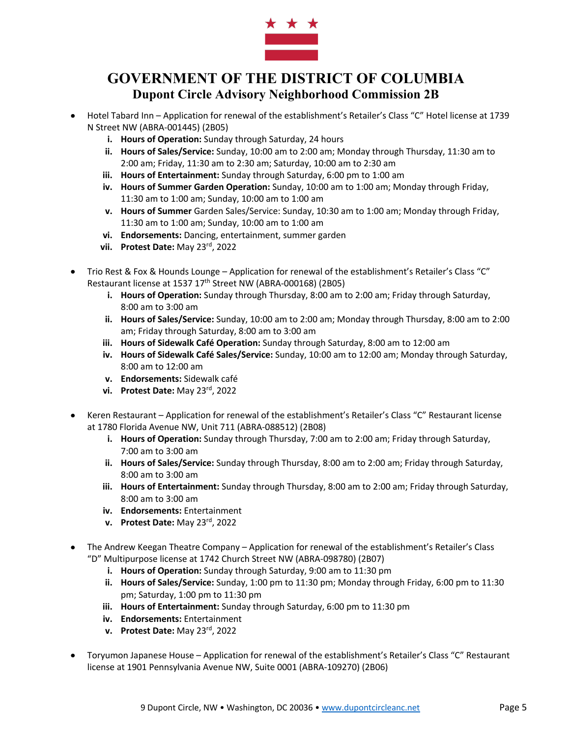- Hotel Tabard Inn – Application for renewal of the establishment's Retailer's Class "C" Hotel license at 1739 N Street NW (ABRA-001445) (2B05)
    - i. **Hours of Operation:** Sunday through Saturday, 24 hours
    - ii. **Hours of Sales/Service:** Sunday, 10:00 am to 2:00 am; Monday through Thursday, 11:30 am to 2:00 am; Friday, 11:30 am to 2:30 am; Saturday, 10:00 am to 2:30 am
    - iii. **Hours of Entertainment:** Sunday through Saturday, 6:00 pm to 1:00 am
    - iv. **Hours of Summer Garden Operation:** Sunday, 10:00 am to 1:00 am; Monday through Friday, 11:30 am to 1:00 am; Sunday, 10:00 am to 1:00 am
    - v. **Hours of Summer** Garden Sales/Service: Sunday, 10:30 am to 1:00 am; Monday through Friday, 11:30 am to 1:00 am; Sunday, 10:00 am to 1:00 am
    - vi. **Endorsements:** Dancing, entertainment, summer garden
    - vii. **Protest Date:** May 23rd, 2022

- Trio Rest & Fox & Hounds Lounge – Application for renewal of the establishment's Retailer's Class "C" Restaurant license at 1537 17th Street NW (ABRA-000168) (2B05)
    - i. **Hours of Operation:** Sunday through Thursday, 8:00 am to 2:00 am; Friday through Saturday, 8:00 am to 3:00 am
    - ii. **Hours of Sales/Service:** Sunday, 10:00 am to 2:00 am; Monday through Thursday, 8:00 am to 2:00 am; Friday through Saturday, 8:00 am to 3:00 am
    - iii. **Hours of Sidewalk Café Operation:** Sunday through Saturday, 8:00 am to 12:00 am
    - iv. **Hours of Sidewalk Café Sales/Service:** Sunday, 10:00 am to 12:00 am; Monday through Saturday, 8:00 am to 12:00 am
    - v. **Endorsements:** Sidewalk café
    - vi. **Protest Date:** May 23rd, 2022

- Keren Restaurant – Application for renewal of the establishment's Retailer's Class "C" Restaurant license at 1780 Florida Avenue NW, Unit 711 (ABRA-088512) (2B08)
    - i. **Hours of Operation:** Sunday through Thursday, 7:00 am to 2:00 am; Friday through Saturday, 7:00 am to 3:00 am
    - ii. **Hours of Sales/Service:** Sunday through Thursday, 8:00 am to 2:00 am; Friday through Saturday, 8:00 am to 3:00 am
    - iii. **Hours of Entertainment:** Sunday through Thursday, 8:00 am to 2:00 am; Friday through Saturday, 8:00 am to 3:00 am
    - iv. **Endorsements:** Entertainment
    - v. **Protest Date:** May 23rd, 2022

- The Andrew Keegan Theatre Company – Application for renewal of the establishment's Retailer's Class "D" Multipurpose license at 1742 Church Street NW (ABRA-098780) (2B07)
    - i. **Hours of Operation:** Sunday through Saturday, 9:00 am to 11:30 pm
    - ii. **Hours of Sales/Service:** Sunday, 1:00 pm to 11:30 pm; Monday through Friday, 6:00 pm to 11:30 pm; Saturday, 1:00 pm to 11:30 pm
    - iii. **Hours of Entertainment:** Sunday through Saturday, 6:00 pm to 11:30 pm
    - iv. **Endorsements:** Entertainment
    - v. **Protest Date:** May 23rd, 2022

- Toryumon Japanese House – Application for renewal of the establishment's Retailer's Class "C" Restaurant license at 1901 Pennsylvania Avenue NW, Suite 0001 (ABRA-109270) (2B06)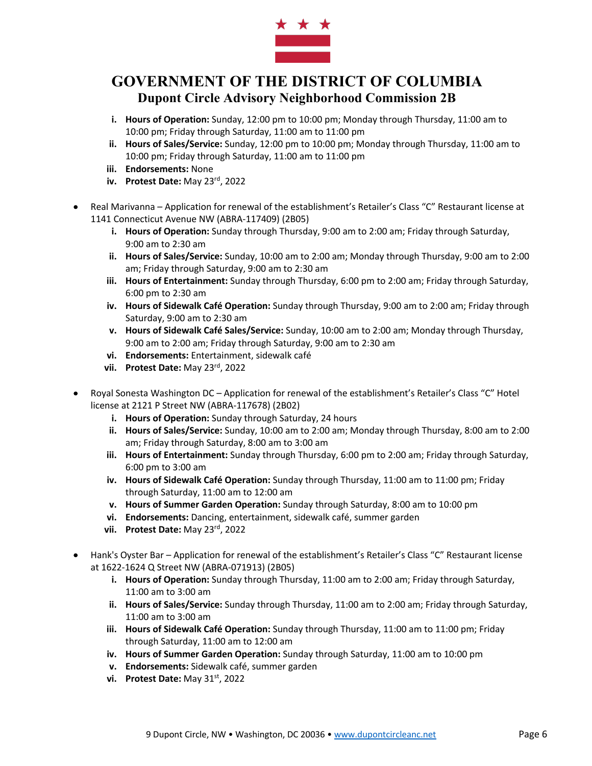i. **Hours of Operation:** Sunday, 12:00 pm to 10:00 pm; Monday through Thursday, 11:00 am to 10:00 pm; Friday through Saturday, 11:00 am to 11:00 pm
ii. **Hours of Sales/Service:** Sunday, 12:00 pm to 10:00 pm; Monday through Thursday, 11:00 am to 10:00 pm; Friday through Saturday, 11:00 am to 11:00 pm
iii. **Endorsements:** None
iv. **Protest Date:** May 23rd, 2022

- Real Marivanna – Application for renewal of the establishment's Retailer's Class "C" Restaurant license at 1141 Connecticut Avenue NW (ABRA-117409) (2B05)
  i. **Hours of Operation:** Sunday through Thursday, 9:00 am to 2:00 am; Friday through Saturday, 9:00 am to 2:30 am
  ii. **Hours of Sales/Service:** Sunday, 10:00 am to 2:00 am; Monday through Thursday, 9:00 am to 2:00 am; Friday through Saturday, 9:00 am to 2:30 am
  iii. **Hours of Entertainment:** Sunday through Thursday, 6:00 pm to 2:00 am; Friday through Saturday, 6:00 pm to 2:30 am
  iv. **Hours of Sidewalk Café Operation:** Sunday through Thursday, 9:00 am to 2:00 am; Friday through Saturday, 9:00 am to 2:30 am
  v. **Hours of Sidewalk Café Sales/Service:** Sunday, 10:00 am to 2:00 am; Monday through Thursday, 9:00 am to 2:00 am; Friday through Saturday, 9:00 am to 2:30 am
  vi. **Endorsements:** Entertainment, sidewalk café
  vii. **Protest Date:** May 23rd, 2022

- Royal Sonesta Washington DC – Application for renewal of the establishment's Retailer's Class "C" Hotel license at 2121 P Street NW (ABRA-117678) (2B02)
  i. **Hours of Operation:** Sunday through Saturday, 24 hours
  ii. **Hours of Sales/Service:** Sunday, 10:00 am to 2:00 am; Monday through Thursday, 8:00 am to 2:00 am; Friday through Saturday, 8:00 am to 3:00 am
  iii. **Hours of Entertainment:** Sunday through Thursday, 6:00 pm to 2:00 am; Friday through Saturday, 6:00 pm to 3:00 am
  iv. **Hours of Sidewalk Café Operation:** Sunday through Thursday, 11:00 am to 11:00 pm; Friday through Saturday, 11:00 am to 12:00 am
  v. **Hours of Summer Garden Operation:** Sunday through Saturday, 8:00 am to 10:00 pm
  vi. **Endorsements:** Dancing, entertainment, sidewalk café, summer garden
  vii. **Protest Date:** May 23rd, 2022

- Hank's Oyster Bar – Application for renewal of the establishment's Retailer's Class "C" Restaurant license at 1622-1624 Q Street NW (ABRA-071913) (2B05)
  i. **Hours of Operation:** Sunday through Thursday, 11:00 am to 2:00 am; Friday through Saturday, 11:00 am to 3:00 am
  ii. **Hours of Sales/Service:** Sunday through Thursday, 11:00 am to 2:00 am; Friday through Saturday, 11:00 am to 3:00 am
  iii. **Hours of Sidewalk Café Operation:** Sunday through Thursday, 11:00 am to 11:00 pm; Friday through Saturday, 11:00 am to 12:00 am
  iv. **Hours of Summer Garden Operation:** Sunday through Saturday, 11:00 am to 10:00 pm
  v. **Endorsements:** Sidewalk café, summer garden
  vi. **Protest Date:** May 31st, 2022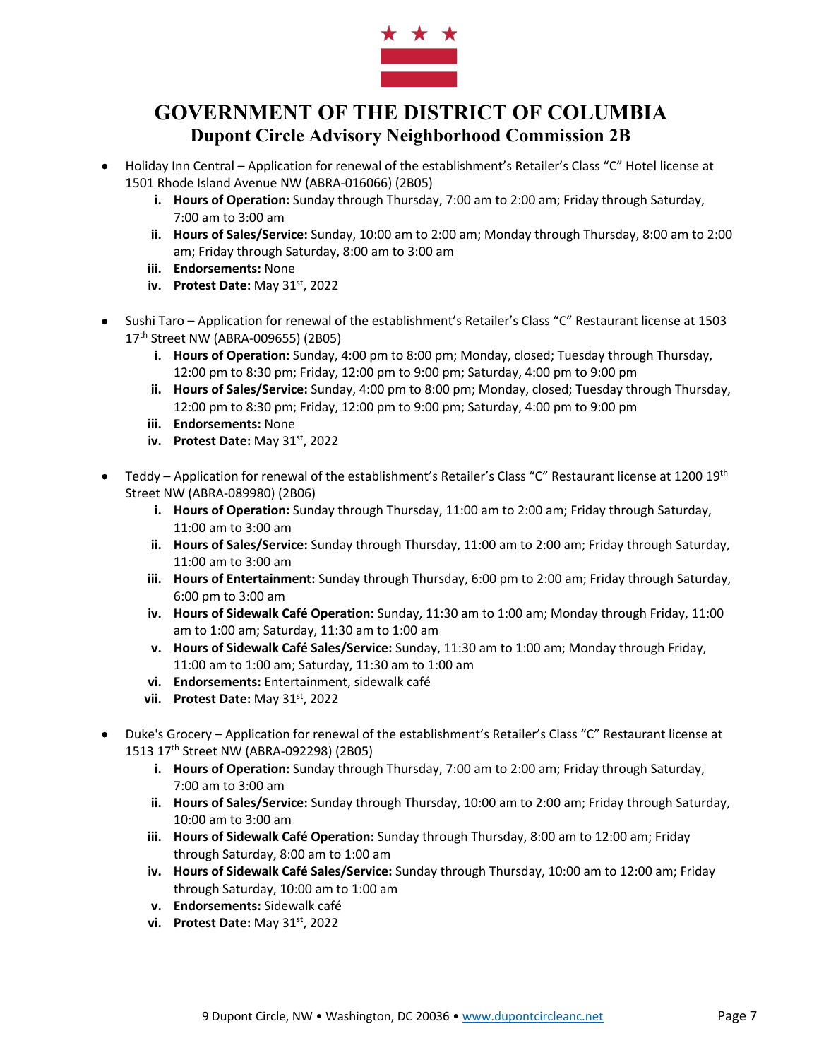# GOVERNMENT OF THE DISTRICT OF COLUMBIA
## Dupont Circle Advisory Neighborhood Commission 2B

- Holiday Inn Central – Application for renewal of the establishment's Retailer's Class "C" Hotel license at 1501 Rhode Island Avenue NW (ABRA-016066) (2B05)
  - i. **Hours of Operation:** Sunday through Thursday, 7:00 am to 2:00 am; Friday through Saturday, 7:00 am to 3:00 am
  - ii. **Hours of Sales/Service:** Sunday, 10:00 am to 2:00 am; Monday through Thursday, 8:00 am to 2:00 am; Friday through Saturday, 8:00 am to 3:00 am
  - iii. **Endorsements:** None
  - iv. **Protest Date:** May 31st, 2022

- Sushi Taro – Application for renewal of the establishment's Retailer's Class "C" Restaurant license at 1503 17th Street NW (ABRA-009655) (2B05)
  - i. **Hours of Operation:** Sunday, 4:00 pm to 8:00 pm; Monday, closed; Tuesday through Thursday, 12:00 pm to 8:30 pm; Friday, 12:00 pm to 9:00 pm; Saturday, 4:00 pm to 9:00 pm
  - ii. **Hours of Sales/Service:** Sunday, 4:00 pm to 8:00 pm; Monday, closed; Tuesday through Thursday, 12:00 pm to 8:30 pm; Friday, 12:00 pm to 9:00 pm; Saturday, 4:00 pm to 9:00 pm
  - iii. **Endorsements:** None
  - iv. **Protest Date:** May 31st, 2022

- Teddy – Application for renewal of the establishment's Retailer's Class "C" Restaurant license at 1200 19th Street NW (ABRA-089980) (2B06)
  - i. **Hours of Operation:** Sunday through Thursday, 11:00 am to 2:00 am; Friday through Saturday, 11:00 am to 3:00 am
  - ii. **Hours of Sales/Service:** Sunday through Thursday, 11:00 am to 2:00 am; Friday through Saturday, 11:00 am to 3:00 am
  - iii. **Hours of Entertainment:** Sunday through Thursday, 6:00 pm to 2:00 am; Friday through Saturday, 6:00 pm to 3:00 am
  - iv. **Hours of Sidewalk Café Operation:** Sunday, 11:30 am to 1:00 am; Monday through Friday, 11:00 am to 1:00 am; Saturday, 11:30 am to 1:00 am
  - v. **Hours of Sidewalk Café Sales/Service:** Sunday, 11:30 am to 1:00 am; Monday through Friday, 11:00 am to 1:00 am; Saturday, 11:30 am to 1:00 am
  - vi. **Endorsements:** Entertainment, sidewalk café
  - vii. **Protest Date:** May 31st, 2022

- Duke's Grocery – Application for renewal of the establishment's Retailer's Class "C" Restaurant license at 1513 17th Street NW (ABRA-092298) (2B05)
  - i. **Hours of Operation:** Sunday through Thursday, 7:00 am to 2:00 am; Friday through Saturday, 7:00 am to 3:00 am
  - ii. **Hours of Sales/Service:** Sunday through Thursday, 10:00 am to 2:00 am; Friday through Saturday, 10:00 am to 3:00 am
  - iii. **Hours of Sidewalk Café Operation:** Sunday through Thursday, 8:00 am to 12:00 am; Friday through Saturday, 8:00 am to 1:00 am
  - iv. **Hours of Sidewalk Café Sales/Service:** Sunday through Thursday, 10:00 am to 12:00 am; Friday through Saturday, 10:00 am to 1:00 am
  - v. **Endorsements:** Sidewalk café
  - vi. **Protest Date:** May 31st, 2022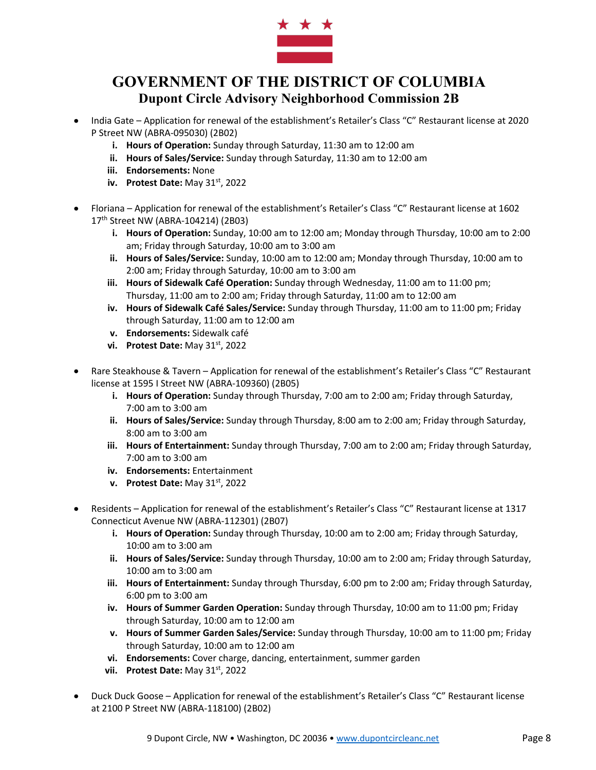- India Gate – Application for renewal of the establishment's Retailer's Class "C" Restaurant license at 2020 P Street NW (ABRA-095030) (2B02)
    i. **Hours of Operation:** Sunday through Saturday, 11:30 am to 12:00 am
    ii. **Hours of Sales/Service:** Sunday through Saturday, 11:30 am to 12:00 am
    iii. **Endorsements:** None
    iv. **Protest Date:** May 31st, 2022

- Floriana – Application for renewal of the establishment's Retailer's Class "C" Restaurant license at 1602 17th Street NW (ABRA-104214) (2B03)
    i. **Hours of Operation:** Sunday, 10:00 am to 12:00 am; Monday through Thursday, 10:00 am to 2:00 am; Friday through Saturday, 10:00 am to 3:00 am
    ii. **Hours of Sales/Service:** Sunday, 10:00 am to 12:00 am; Monday through Thursday, 10:00 am to 2:00 am; Friday through Saturday, 10:00 am to 3:00 am
    iii. **Hours of Sidewalk Café Operation:** Sunday through Wednesday, 11:00 am to 11:00 pm; Thursday, 11:00 am to 2:00 am; Friday through Saturday, 11:00 am to 12:00 am
    iv. **Hours of Sidewalk Café Sales/Service:** Sunday through Thursday, 11:00 am to 11:00 pm; Friday through Saturday, 11:00 am to 12:00 am
    v. **Endorsements:** Sidewalk café
    vi. **Protest Date:** May 31st, 2022

- Rare Steakhouse & Tavern – Application for renewal of the establishment's Retailer's Class "C" Restaurant license at 1595 I Street NW (ABRA-109360) (2B05)
    i. **Hours of Operation:** Sunday through Thursday, 7:00 am to 2:00 am; Friday through Saturday, 7:00 am to 3:00 am
    ii. **Hours of Sales/Service:** Sunday through Thursday, 8:00 am to 2:00 am; Friday through Saturday, 8:00 am to 3:00 am
    iii. **Hours of Entertainment:** Sunday through Thursday, 7:00 am to 2:00 am; Friday through Saturday, 7:00 am to 3:00 am
    iv. **Endorsements:** Entertainment
    v. **Protest Date:** May 31st, 2022

- Residents – Application for renewal of the establishment's Retailer's Class "C" Restaurant license at 1317 Connecticut Avenue NW (ABRA-112301) (2B07)
    i. **Hours of Operation:** Sunday through Thursday, 10:00 am to 2:00 am; Friday through Saturday, 10:00 am to 3:00 am
    ii. **Hours of Sales/Service:** Sunday through Thursday, 10:00 am to 2:00 am; Friday through Saturday, 10:00 am to 3:00 am
    iii. **Hours of Entertainment:** Sunday through Thursday, 6:00 pm to 2:00 am; Friday through Saturday, 6:00 pm to 3:00 am
    iv. **Hours of Summer Garden Operation:** Sunday through Thursday, 10:00 am to 11:00 pm; Friday through Saturday, 10:00 am to 12:00 am
    v. **Hours of Summer Garden Sales/Service:** Sunday through Thursday, 10:00 am to 11:00 pm; Friday through Saturday, 10:00 am to 12:00 am
    vi. **Endorsements:** Cover charge, dancing, entertainment, summer garden
    vii. **Protest Date:** May 31st, 2022

- Duck Duck Goose – Application for renewal of the establishment's Retailer's Class "C" Restaurant license at 2100 P Street NW (ABRA-118100) (2B02)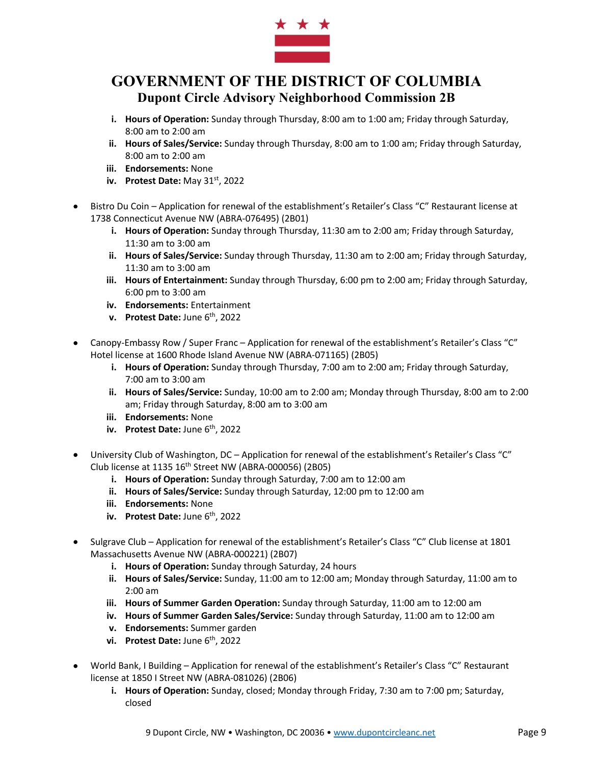- i. **Hours of Operation:** Sunday through Thursday, 8:00 am to 1:00 am; Friday through Saturday, 8:00 am to 2:00 am
  - ii. **Hours of Sales/Service:** Sunday through Thursday, 8:00 am to 1:00 am; Friday through Saturday, 8:00 am to 2:00 am
  - iii. **Endorsements:** None
  - iv. **Protest Date:** May 31st, 2022

- Bistro Du Coin – Application for renewal of the establishment's Retailer's Class "C" Restaurant license at 1738 Connecticut Avenue NW (ABRA-076495) (2B01)
  - i. **Hours of Operation:** Sunday through Thursday, 11:30 am to 2:00 am; Friday through Saturday, 11:30 am to 3:00 am
  - ii. **Hours of Sales/Service:** Sunday through Thursday, 11:30 am to 2:00 am; Friday through Saturday, 11:30 am to 3:00 am
  - iii. **Hours of Entertainment:** Sunday through Thursday, 6:00 pm to 2:00 am; Friday through Saturday, 6:00 pm to 3:00 am
  - iv. **Endorsements:** Entertainment
  - v. **Protest Date:** June 6th, 2022

- Canopy-Embassy Row / Super Franc – Application for renewal of the establishment's Retailer's Class "C" Hotel license at 1600 Rhode Island Avenue NW (ABRA-071165) (2B05)
  - i. **Hours of Operation:** Sunday through Thursday, 7:00 am to 2:00 am; Friday through Saturday, 7:00 am to 3:00 am
  - ii. **Hours of Sales/Service:** Sunday, 10:00 am to 2:00 am; Monday through Thursday, 8:00 am to 2:00 am; Friday through Saturday, 8:00 am to 3:00 am
  - iii. **Endorsements:** None
  - iv. **Protest Date:** June 6th, 2022

- University Club of Washington, DC – Application for renewal of the establishment's Retailer's Class "C" Club license at 1135 16th Street NW (ABRA-000056) (2B05)
  - i. **Hours of Operation:** Sunday through Saturday, 7:00 am to 12:00 am
  - ii. **Hours of Sales/Service:** Sunday through Saturday, 12:00 pm to 12:00 am
  - iii. **Endorsements:** None
  - iv. **Protest Date:** June 6th, 2022

- Sulgrave Club – Application for renewal of the establishment's Retailer's Class "C" Club license at 1801 Massachusetts Avenue NW (ABRA-000221) (2B07)
  - i. **Hours of Operation:** Sunday through Saturday, 24 hours
  - ii. **Hours of Sales/Service:** Sunday, 11:00 am to 12:00 am; Monday through Saturday, 11:00 am to 2:00 am
  - iii. **Hours of Summer Garden Operation:** Sunday through Saturday, 11:00 am to 12:00 am
  - iv. **Hours of Summer Garden Sales/Service:** Sunday through Saturday, 11:00 am to 12:00 am
  - v. **Endorsements:** Summer garden
  - vi. **Protest Date:** June 6th, 2022

- World Bank, I Building – Application for renewal of the establishment's Retailer's Class "C" Restaurant license at 1850 I Street NW (ABRA-081026) (2B06)
  - i. **Hours of Operation:** Sunday, closed; Monday through Friday, 7:30 am to 7:00 pm; Saturday, closed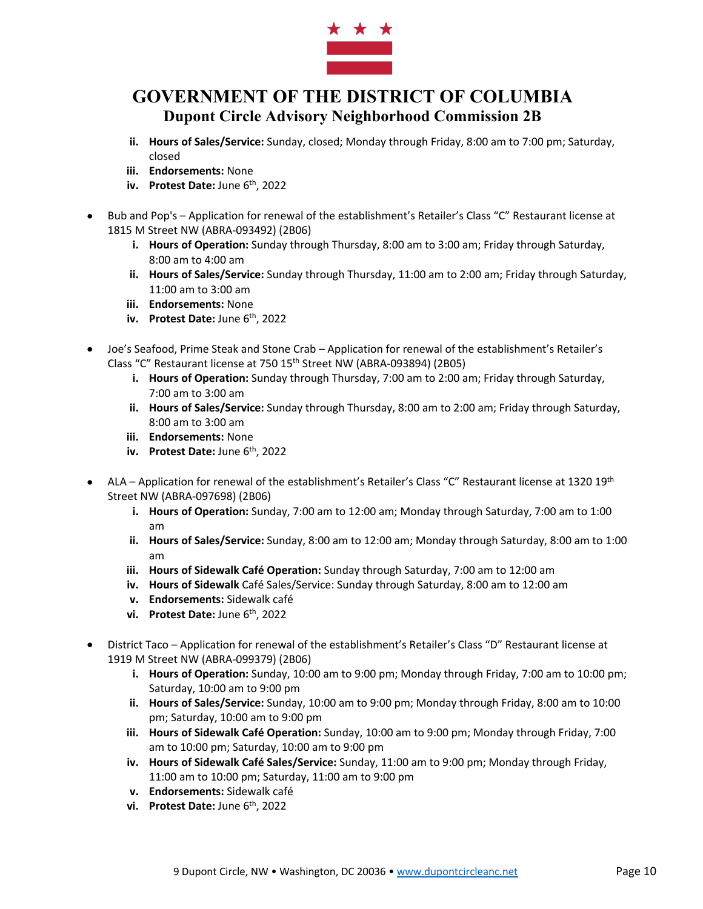ii. **Hours of Sales/Service:** Sunday, closed; Monday through Friday, 8:00 am to 7:00 pm; Saturday, closed
   iii. **Endorsements:** None
   iv. **Protest Date:** June 6th, 2022

- Bub and Pop's – Application for renewal of the establishment's Retailer's Class "C" Restaurant license at 1815 M Street NW (ABRA-093492) (2B06)
   i. **Hours of Operation:** Sunday through Thursday, 8:00 am to 3:00 am; Friday through Saturday, 8:00 am to 4:00 am
   ii. **Hours of Sales/Service:** Sunday through Thursday, 11:00 am to 2:00 am; Friday through Saturday, 11:00 am to 3:00 am
   iii. **Endorsements:** None
   iv. **Protest Date:** June 6th, 2022

- Joe's Seafood, Prime Steak and Stone Crab – Application for renewal of the establishment's Retailer's Class "C" Restaurant license at 750 15th Street NW (ABRA-093894) (2B05)
   i. **Hours of Operation:** Sunday through Thursday, 7:00 am to 2:00 am; Friday through Saturday, 7:00 am to 3:00 am
   ii. **Hours of Sales/Service:** Sunday through Thursday, 8:00 am to 2:00 am; Friday through Saturday, 8:00 am to 3:00 am
   iii. **Endorsements:** None
   iv. **Protest Date:** June 6th, 2022

- ALA – Application for renewal of the establishment's Retailer's Class "C" Restaurant license at 1320 19th Street NW (ABRA-097698) (2B06)
   i. **Hours of Operation:** Sunday, 7:00 am to 12:00 am; Monday through Saturday, 7:00 am to 1:00 am
   ii. **Hours of Sales/Service:** Sunday, 8:00 am to 12:00 am; Monday through Saturday, 8:00 am to 1:00 am
   iii. **Hours of Sidewalk Café Operation:** Sunday through Saturday, 7:00 am to 12:00 am
   iv. **Hours of Sidewalk** Café Sales/Service: Sunday through Saturday, 8:00 am to 12:00 am
   v. **Endorsements:** Sidewalk café
   vi. **Protest Date:** June 6th, 2022

- District Taco – Application for renewal of the establishment's Retailer's Class "D" Restaurant license at 1919 M Street NW (ABRA-099379) (2B06)
   i. **Hours of Operation:** Sunday, 10:00 am to 9:00 pm; Monday through Friday, 7:00 am to 10:00 pm; Saturday, 10:00 am to 9:00 pm
   ii. **Hours of Sales/Service:** Sunday, 10:00 am to 9:00 pm; Monday through Friday, 8:00 am to 10:00 pm; Saturday, 10:00 am to 9:00 pm
   iii. **Hours of Sidewalk Café Operation:** Sunday, 10:00 am to 9:00 pm; Monday through Friday, 7:00 am to 10:00 pm; Saturday, 10:00 am to 9:00 pm
   iv. **Hours of Sidewalk Café Sales/Service:** Sunday, 11:00 am to 9:00 pm; Monday through Friday, 11:00 am to 10:00 pm; Saturday, 11:00 am to 9:00 pm
   v. **Endorsements:** Sidewalk café
   vi. **Protest Date:** June 6th, 2022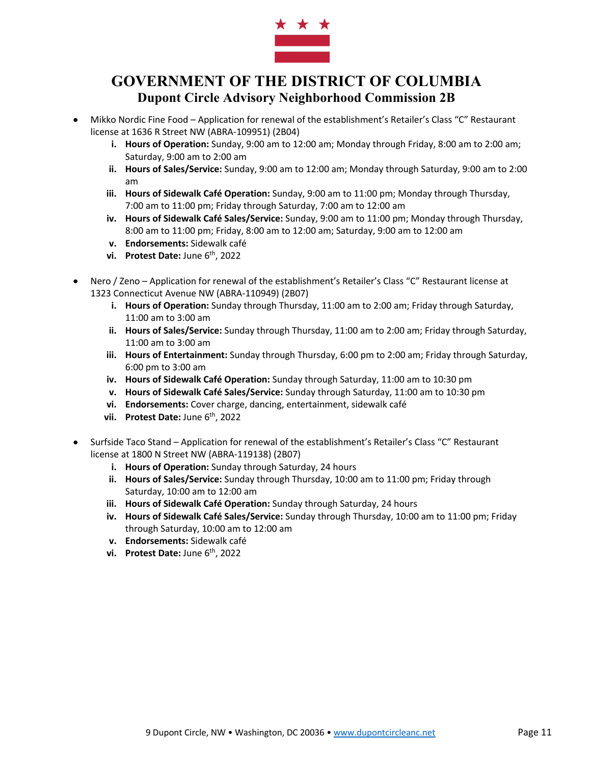# GOVERNMENT OF THE DISTRICT OF COLUMBIA
## Dupont Circle Advisory Neighborhood Commission 2B

- Mikko Nordic Fine Food – Application for renewal of the establishment's Retailer's Class "C" Restaurant license at 1636 R Street NW (ABRA-109951) (2B04)
  - i. **Hours of Operation:** Sunday, 9:00 am to 12:00 am; Monday through Friday, 8:00 am to 2:00 am; Saturday, 9:00 am to 2:00 am
  - ii. **Hours of Sales/Service:** Sunday, 9:00 am to 12:00 am; Monday through Saturday, 9:00 am to 2:00 am
  - iii. **Hours of Sidewalk Café Operation:** Sunday, 9:00 am to 11:00 pm; Monday through Thursday, 7:00 am to 11:00 pm; Friday through Saturday, 7:00 am to 12:00 am
  - iv. **Hours of Sidewalk Café Sales/Service:** Sunday, 9:00 am to 11:00 pm; Monday through Thursday, 8:00 am to 11:00 pm; Friday, 8:00 am to 12:00 am; Saturday, 9:00 am to 12:00 am
  - v. **Endorsements:** Sidewalk café
  - vi. **Protest Date:** June 6th, 2022

- Nero / Zeno – Application for renewal of the establishment's Retailer's Class "C" Restaurant license at 1323 Connecticut Avenue NW (ABRA-110949) (2B07)
  - i. **Hours of Operation:** Sunday through Thursday, 11:00 am to 2:00 am; Friday through Saturday, 11:00 am to 3:00 am
  - ii. **Hours of Sales/Service:** Sunday through Thursday, 11:00 am to 2:00 am; Friday through Saturday, 11:00 am to 3:00 am
  - iii. **Hours of Entertainment:** Sunday through Thursday, 6:00 pm to 2:00 am; Friday through Saturday, 6:00 pm to 3:00 am
  - iv. **Hours of Sidewalk Café Operation:** Sunday through Saturday, 11:00 am to 10:30 pm
  - v. **Hours of Sidewalk Café Sales/Service:** Sunday through Saturday, 11:00 am to 10:30 pm
  - vi. **Endorsements:** Cover charge, dancing, entertainment, sidewalk café
  - vii. **Protest Date:** June 6th, 2022

- Surfside Taco Stand – Application for renewal of the establishment's Retailer's Class "C" Restaurant license at 1800 N Street NW (ABRA-119138) (2B07)
  - i. **Hours of Operation:** Sunday through Saturday, 24 hours
  - ii. **Hours of Sales/Service:** Sunday through Thursday, 10:00 am to 11:00 pm; Friday through Saturday, 10:00 am to 12:00 am
  - iii. **Hours of Sidewalk Café Operation:** Sunday through Saturday, 24 hours
  - iv. **Hours of Sidewalk Café Sales/Service:** Sunday through Thursday, 10:00 am to 11:00 pm; Friday through Saturday, 10:00 am to 12:00 am
  - v. **Endorsements:** Sidewalk café
  - vi. **Protest Date:** June 6th, 2022